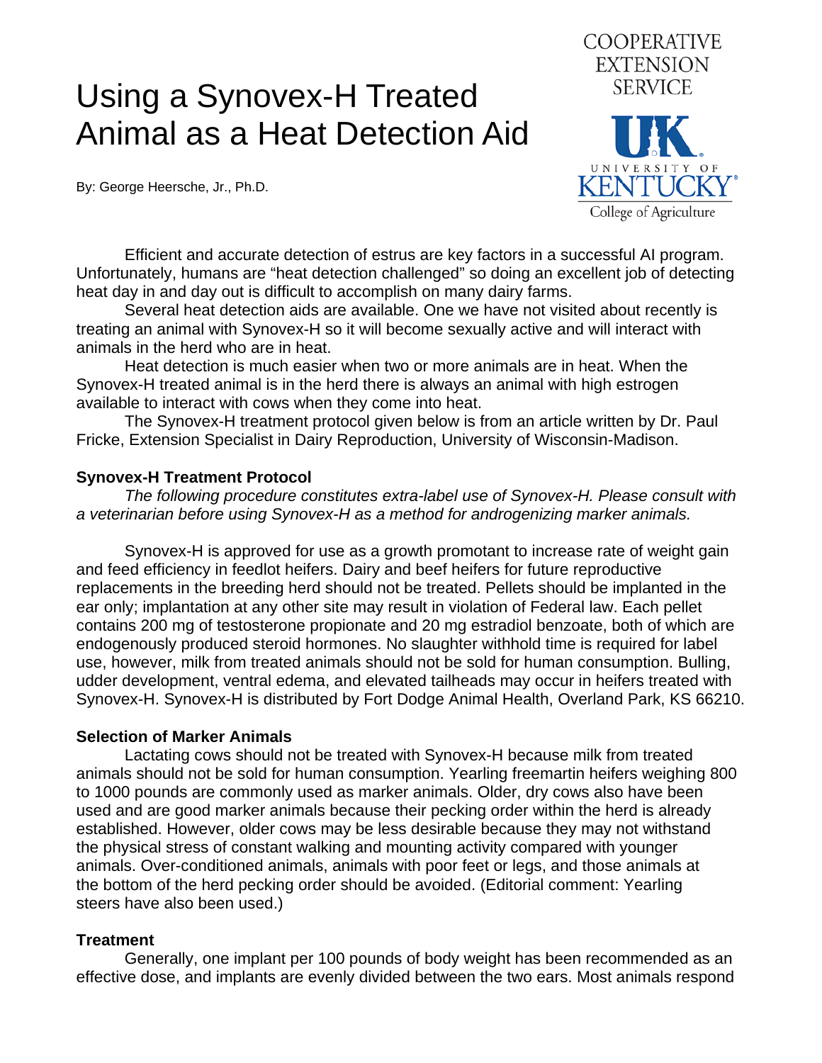# Using a Synovex-H Treated Animal as a Heat Detection Aid

COOPERATIVE EXTENSION SERVICE

UK UNIVERSITY OF KENTUCKY College of Agriculture

By: George Heersche, Jr., Ph.D.

Efficient and accurate detection of estrus are key factors in a successful AI program. Unfortunately, humans are "heat detection challenged" so doing an excellent job of detecting heat day in and day out is difficult to accomplish on many dairy farms.

Several heat detection aids are available. One we have not visited about recently is treating an animal with Synovex-H so it will become sexually active and will interact with animals in the herd who are in heat.

Heat detection is much easier when two or more animals are in heat. When the Synovex-H treated animal is in the herd there is always an animal with high estrogen available to interact with cows when they come into heat.

The Synovex-H treatment protocol given below is from an article written by Dr. Paul Fricke, Extension Specialist in Dairy Reproduction, University of Wisconsin-Madison.

### Synovex-H Treatment Protocol

*The following procedure constitutes extra-label use of Synovex-H. Please consult with a veterinarian before using Synovex-H as a method for androgenizing marker animals.*

Synovex-H is approved for use as a growth promotant to increase rate of weight gain and feed efficiency in feedlot heifers. Dairy and beef heifers for future reproductive replacements in the breeding herd should not be treated. Pellets should be implanted in the ear only; implantation at any other site may result in violation of Federal law. Each pellet contains 200 mg of testosterone propionate and 20 mg estradiol benzoate, both of which are endogenously produced steroid hormones. No slaughter withhold time is required for label use, however, milk from treated animals should not be sold for human consumption. Bulling, udder development, ventral edema, and elevated tailheads may occur in heifers treated with Synovex-H. Synovex-H is distributed by Fort Dodge Animal Health, Overland Park, KS 66210.

### Selection of Marker Animals

Lactating cows should not be treated with Synovex-H because milk from treated animals should not be sold for human consumption. Yearling freemartin heifers weighing 800 to 1000 pounds are commonly used as marker animals. Older, dry cows also have been used and are good marker animals because their pecking order within the herd is already established. However, older cows may be less desirable because they may not withstand the physical stress of constant walking and mounting activity compared with younger animals. Over-conditioned animals, animals with poor feet or legs, and those animals at the bottom of the herd pecking order should be avoided. (Editorial comment: Yearling steers have also been used.)

### Treatment

Generally, one implant per 100 pounds of body weight has been recommended as an effective dose, and implants are evenly divided between the two ears. Most animals respond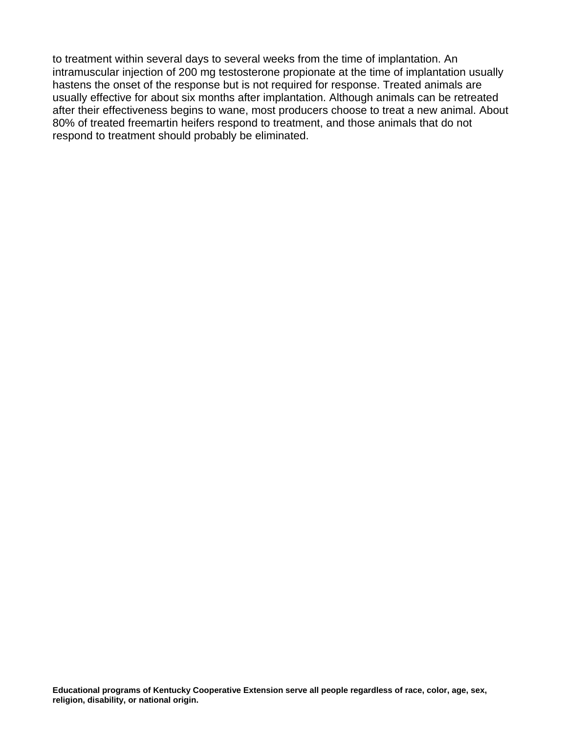to treatment within several days to several weeks from the time of implantation. An intramuscular injection of 200 mg testosterone propionate at the time of implantation usually hastens the onset of the response but is not required for response. Treated animals are usually effective for about six months after implantation. Although animals can be retreated after their effectiveness begins to wane, most producers choose to treat a new animal. About 80% of treated freemartin heifers respond to treatment, and those animals that do not respond to treatment should probably be eliminated.

**Educational programs of Kentucky Cooperative Extension serve all people regardless of race, color, age, sex, religion, disability, or national origin.**